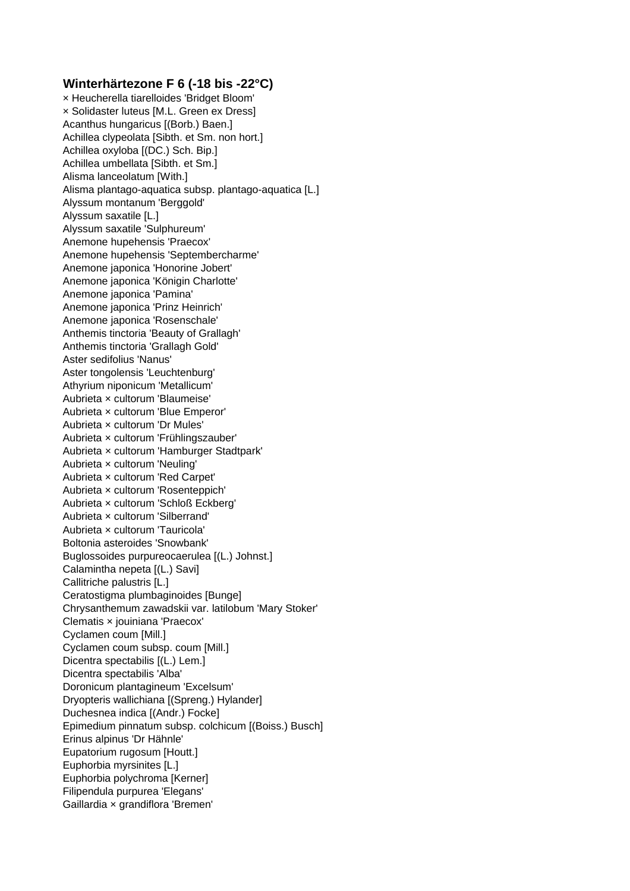## Winterhärtezone F 6 (-18 bis -22°C)

× Heucherella tiarelloides 'Bridget Bloom'
× Solidaster luteus [M.L. Green ex Dress]
Acanthus hungaricus [(Borb.) Baen.]
Achillea clypeolata [Sibth. et Sm. non hort.]
Achillea oxyloba [(DC.) Sch. Bip.]
Achillea umbellata [Sibth. et Sm.]
Alisma lanceolatum [With.]
Alisma plantago-aquatica subsp. plantago-aquatica [L.]
Alyssum montanum 'Berggold'
Alyssum saxatile [L.]
Alyssum saxatile 'Sulphureum'
Anemone hupehensis 'Praecox'
Anemone hupehensis 'Septembercharme'
Anemone japonica 'Honorine Jobert'
Anemone japonica 'Königin Charlotte'
Anemone japonica 'Pamina'
Anemone japonica 'Prinz Heinrich'
Anemone japonica 'Rosenschale'
Anthemis tinctoria 'Beauty of Grallagh'
Anthemis tinctoria 'Grallagh Gold'
Aster sedifolius 'Nanus'
Aster tongolensis 'Leuchtenburg'
Athyrium niponicum 'Metallicum'
Aubrieta × cultorum 'Blaumeise'
Aubrieta × cultorum 'Blue Emperor'
Aubrieta × cultorum 'Dr Mules'
Aubrieta × cultorum 'Frühlingszauber'
Aubrieta × cultorum 'Hamburger Stadtpark'
Aubrieta × cultorum 'Neuling'
Aubrieta × cultorum 'Red Carpet'
Aubrieta × cultorum 'Rosenteppich'
Aubrieta × cultorum 'Schloß Eckberg'
Aubrieta × cultorum 'Silberrand'
Aubrieta × cultorum 'Tauricola'
Boltonia asteroides 'Snowbank'
Buglossoides purpureocaerulea [(L.) Johnst.]
Calamintha nepeta [(L.) Savi]
Callitriche palustris [L.]
Ceratostigma plumbaginoides [Bunge]
Chrysanthemum zawadskii var. latilobum 'Mary Stoker'
Clematis × jouiniana 'Praecox'
Cyclamen coum [Mill.]
Cyclamen coum subsp. coum [Mill.]
Dicentra spectabilis [(L.) Lem.]
Dicentra spectabilis 'Alba'
Doronicum plantagineum 'Excelsum'
Dryopteris wallichiana [(Spreng.) Hylander]
Duchesnea indica [(Andr.) Focke]
Epimedium pinnatum subsp. colchicum [(Boiss.) Busch]
Erinus alpinus 'Dr Hähnle'
Eupatorium rugosum [Houtt.]
Euphorbia myrsinites [L.]
Euphorbia polychroma [Kerner]
Filipendula purpurea 'Elegans'
Gaillardia × grandiflora 'Bremen'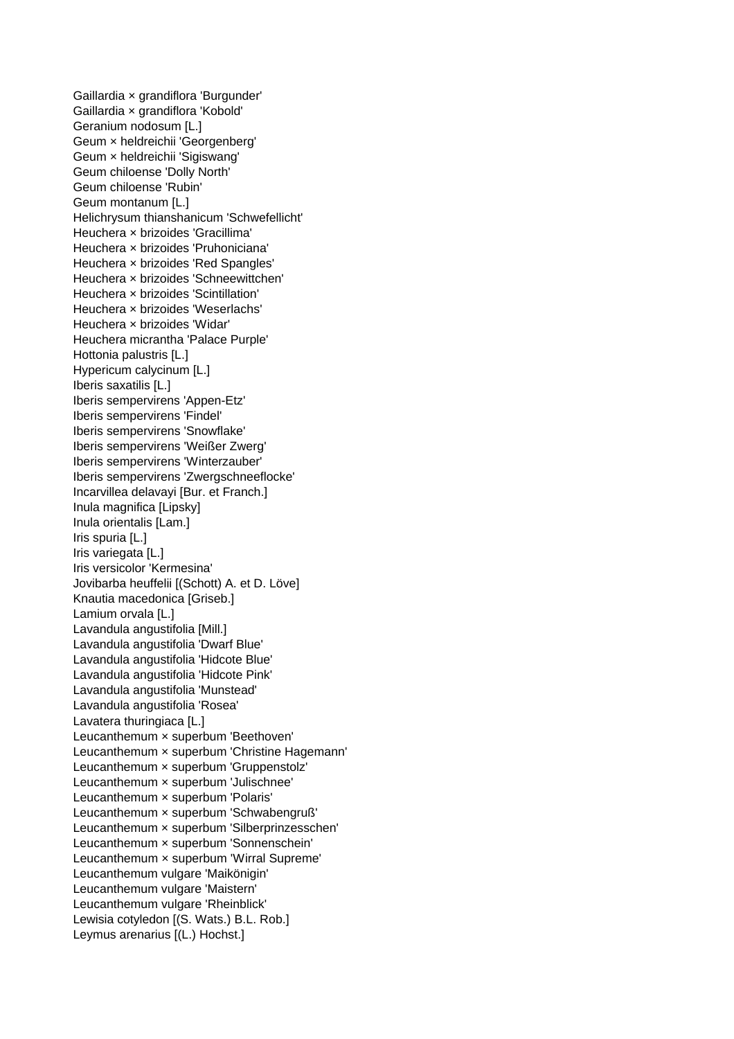Gaillardia × grandiflora 'Burgunder'
Gaillardia × grandiflora 'Kobold'
Geranium nodosum [L.]
Geum × heldreichii 'Georgenberg'
Geum × heldreichii 'Sigiswang'
Geum chiloense 'Dolly North'
Geum chiloense 'Rubin'
Geum montanum [L.]
Helichrysum thianshanicum 'Schwefellicht'
Heuchera × brizoides 'Gracillima'
Heuchera × brizoides 'Pruhoniciana'
Heuchera × brizoides 'Red Spangles'
Heuchera × brizoides 'Schneewittchen'
Heuchera × brizoides 'Scintillation'
Heuchera × brizoides 'Weserlachs'
Heuchera × brizoides 'Widar'
Heuchera micrantha 'Palace Purple'
Hottonia palustris [L.]
Hypericum calycinum [L.]
Iberis saxatilis [L.]
Iberis sempervirens 'Appen-Etz'
Iberis sempervirens 'Findel'
Iberis sempervirens 'Snowflake'
Iberis sempervirens 'Weißer Zwerg'
Iberis sempervirens 'Winterzauber'
Iberis sempervirens 'Zwergschneeflocke'
Incarvillea delavayi [Bur. et Franch.]
Inula magnifica [Lipsky]
Inula orientalis [Lam.]
Iris spuria [L.]
Iris variegata [L.]
Iris versicolor 'Kermesina'
Jovibarba heuffelii [(Schott) A. et D. Löve]
Knautia macedonica [Griseb.]
Lamium orvala [L.]
Lavandula angustifolia [Mill.]
Lavandula angustifolia 'Dwarf Blue'
Lavandula angustifolia 'Hidcote Blue'
Lavandula angustifolia 'Hidcote Pink'
Lavandula angustifolia 'Munstead'
Lavandula angustifolia 'Rosea'
Lavatera thuringiaca [L.]
Leucanthemum × superbum 'Beethoven'
Leucanthemum × superbum 'Christine Hagemann'
Leucanthemum × superbum 'Gruppenstolz'
Leucanthemum × superbum 'Julischnee'
Leucanthemum × superbum 'Polaris'
Leucanthemum × superbum 'Schwabengruß'
Leucanthemum × superbum 'Silberprinzesschen'
Leucanthemum × superbum 'Sonnenschein'
Leucanthemum × superbum 'Wirral Supreme'
Leucanthemum vulgare 'Maikönigin'
Leucanthemum vulgare 'Maistern'
Leucanthemum vulgare 'Rheinblick'
Lewisia cotyledon [(S. Wats.) B.L. Rob.]
Leymus arenarius [(L.) Hochst.]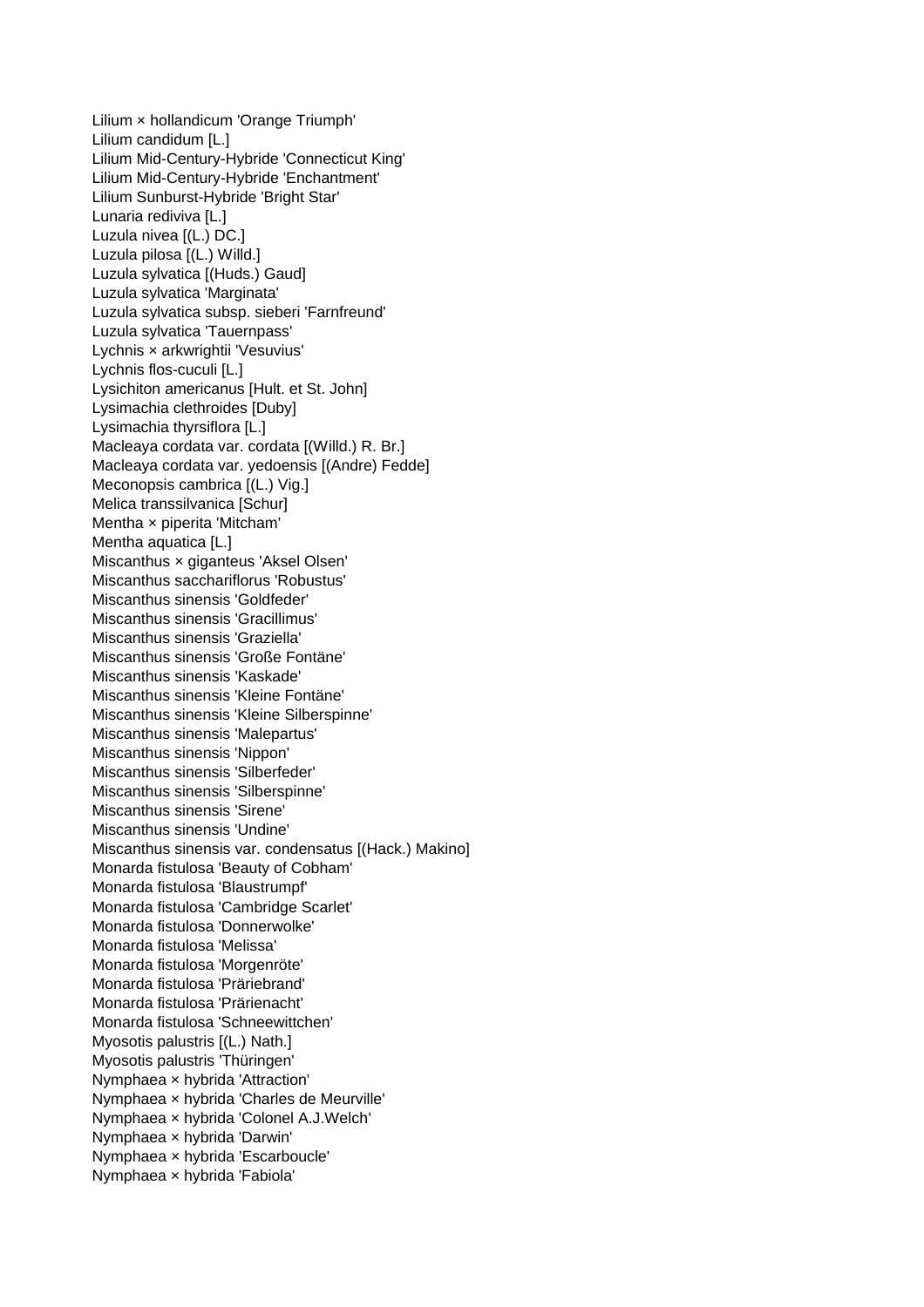Lilium × hollandicum 'Orange Triumph'
Lilium candidum [L.]
Lilium Mid-Century-Hybride 'Connecticut King'
Lilium Mid-Century-Hybride 'Enchantment'
Lilium Sunburst-Hybride 'Bright Star'
Lunaria rediviva [L.]
Luzula nivea [(L.) DC.]
Luzula pilosa [(L.) Willd.]
Luzula sylvatica [(Huds.) Gaud]
Luzula sylvatica 'Marginata'
Luzula sylvatica subsp. sieberi 'Farnfreund'
Luzula sylvatica 'Tauernpass'
Lychnis × arkwrightii 'Vesuvius'
Lychnis flos-cuculi [L.]
Lysichiton americanus [Hult. et St. John]
Lysimachia clethroides [Duby]
Lysimachia thyrsiflora [L.]
Macleaya cordata var. cordata [(Willd.) R. Br.]
Macleaya cordata var. yedoensis [(Andre) Fedde]
Meconopsis cambrica [(L.) Vig.]
Melica transsilvanica [Schur]
Mentha × piperita 'Mitcham'
Mentha aquatica [L.]
Miscanthus × giganteus 'Aksel Olsen'
Miscanthus sacchariflorus 'Robustus'
Miscanthus sinensis 'Goldfeder'
Miscanthus sinensis 'Gracillimus'
Miscanthus sinensis 'Graziella'
Miscanthus sinensis 'Große Fontäne'
Miscanthus sinensis 'Kaskade'
Miscanthus sinensis 'Kleine Fontäne'
Miscanthus sinensis 'Kleine Silberspinne'
Miscanthus sinensis 'Malepartus'
Miscanthus sinensis 'Nippon'
Miscanthus sinensis 'Silberfeder'
Miscanthus sinensis 'Silberspinne'
Miscanthus sinensis 'Sirene'
Miscanthus sinensis 'Undine'
Miscanthus sinensis var. condensatus [(Hack.) Makino]
Monarda fistulosa 'Beauty of Cobham'
Monarda fistulosa 'Blaustrumpf'
Monarda fistulosa 'Cambridge Scarlet'
Monarda fistulosa 'Donnerwolke'
Monarda fistulosa 'Melissa'
Monarda fistulosa 'Morgenröte'
Monarda fistulosa 'Präriebrand'
Monarda fistulosa 'Prärienacht'
Monarda fistulosa 'Schneewittchen'
Myosotis palustris [(L.) Nath.]
Myosotis palustris 'Thüringen'
Nymphaea × hybrida 'Attraction'
Nymphaea × hybrida 'Charles de Meurville'
Nymphaea × hybrida 'Colonel A.J.Welch'
Nymphaea × hybrida 'Darwin'
Nymphaea × hybrida 'Escarboucle'
Nymphaea × hybrida 'Fabiola'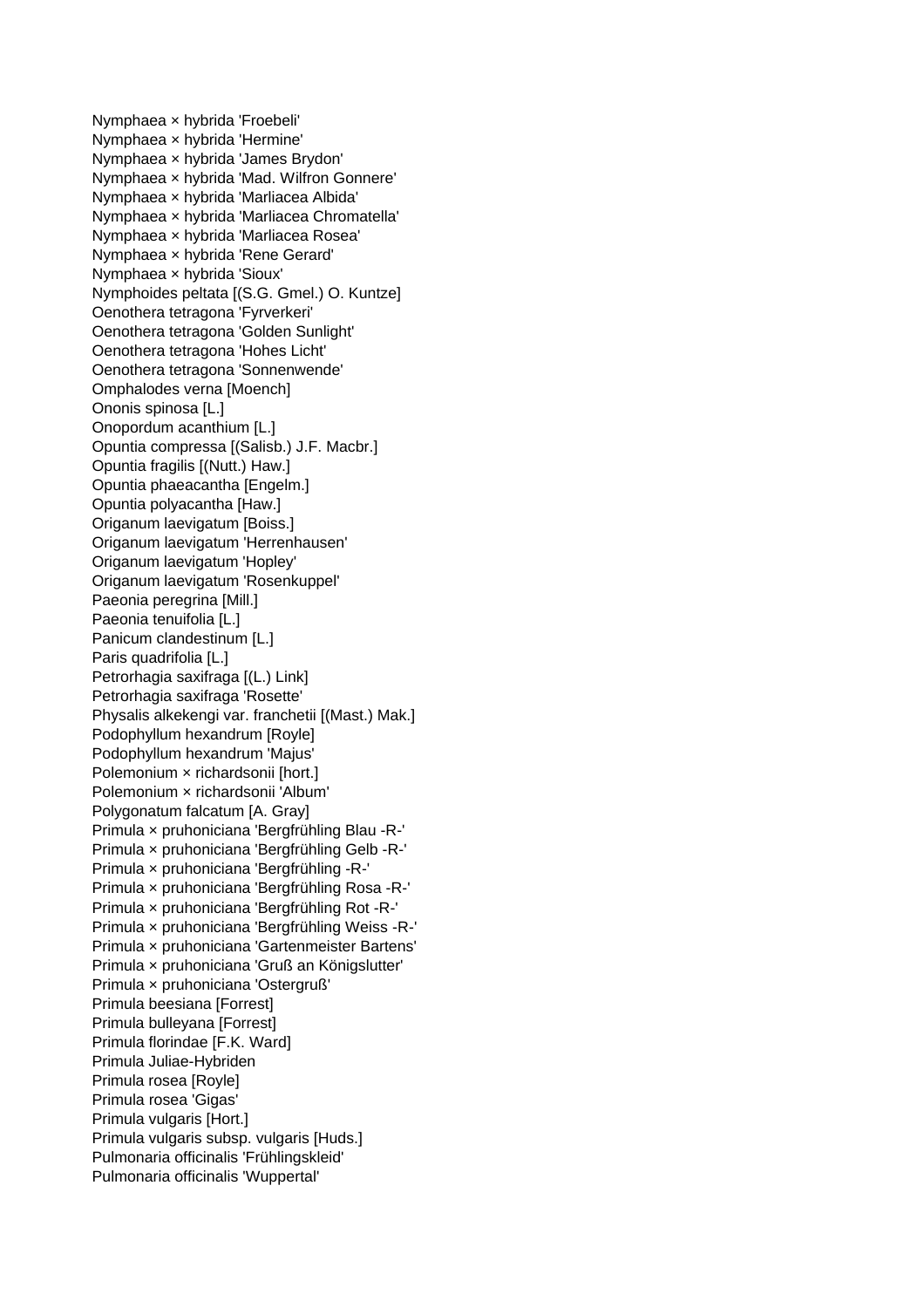Nymphaea × hybrida 'Froebeli'
Nymphaea × hybrida 'Hermine'
Nymphaea × hybrida 'James Brydon'
Nymphaea × hybrida 'Mad. Wilfron Gonnere'
Nymphaea × hybrida 'Marliacea Albida'
Nymphaea × hybrida 'Marliacea Chromatella'
Nymphaea × hybrida 'Marliacea Rosea'
Nymphaea × hybrida 'Rene Gerard'
Nymphaea × hybrida 'Sioux'
Nymphoides peltata [(S.G. Gmel.) O. Kuntze]
Oenothera tetragona 'Fyrverkeri'
Oenothera tetragona 'Golden Sunlight'
Oenothera tetragona 'Hohes Licht'
Oenothera tetragona 'Sonnenwende'
Omphalodes verna [Moench]
Ononis spinosa [L.]
Onopordum acanthium [L.]
Opuntia compressa [(Salisb.) J.F. Macbr.]
Opuntia fragilis [(Nutt.) Haw.]
Opuntia phaeacantha [Engelm.]
Opuntia polyacantha [Haw.]
Origanum laevigatum [Boiss.]
Origanum laevigatum 'Herrenhausen'
Origanum laevigatum 'Hopley'
Origanum laevigatum 'Rosenkuppel'
Paeonia peregrina [Mill.]
Paeonia tenuifolia [L.]
Panicum clandestinum [L.]
Paris quadrifolia [L.]
Petrorhagia saxifraga [(L.) Link]
Petrorhagia saxifraga 'Rosette'
Physalis alkekengi var. franchetii [(Mast.) Mak.]
Podophyllum hexandrum [Royle]
Podophyllum hexandrum 'Majus'
Polemonium × richardsonii [hort.]
Polemonium × richardsonii 'Album'
Polygonatum falcatum [A. Gray]
Primula × pruhoniciana 'Bergfrühling Blau -R-'
Primula × pruhoniciana 'Bergfrühling Gelb -R-'
Primula × pruhoniciana 'Bergfrühling -R-'
Primula × pruhoniciana 'Bergfrühling Rosa -R-'
Primula × pruhoniciana 'Bergfrühling Rot -R-'
Primula × pruhoniciana 'Bergfrühling Weiss -R-'
Primula × pruhoniciana 'Gartenmeister Bartens'
Primula × pruhoniciana 'Gruß an Königslutter'
Primula × pruhoniciana 'Ostergruß'
Primula beesiana [Forrest]
Primula bulleyana [Forrest]
Primula florindae [F.K. Ward]
Primula Juliae-Hybriden
Primula rosea [Royle]
Primula rosea 'Gigas'
Primula vulgaris [Hort.]
Primula vulgaris subsp. vulgaris [Huds.]
Pulmonaria officinalis 'Frühlingskleid'
Pulmonaria officinalis 'Wuppertal'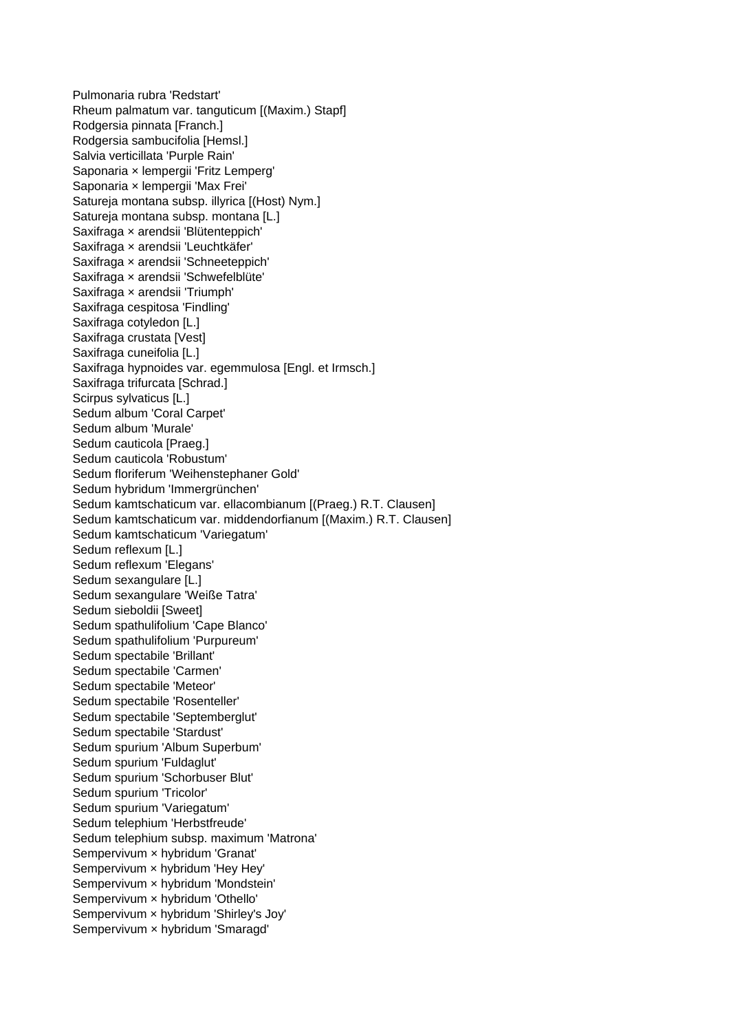Pulmonaria rubra 'Redstart'
Rheum palmatum var. tanguticum [(Maxim.) Stapf]
Rodgersia pinnata [Franch.]
Rodgersia sambucifolia [Hemsl.]
Salvia verticillata 'Purple Rain'
Saponaria × lempergii 'Fritz Lemperg'
Saponaria × lempergii 'Max Frei'
Satureja montana subsp. illyrica [(Host) Nym.]
Satureja montana subsp. montana [L.]
Saxifraga × arendsii 'Blütenteppich'
Saxifraga × arendsii 'Leuchtkäfer'
Saxifraga × arendsii 'Schneeteppich'
Saxifraga × arendsii 'Schwefelblüte'
Saxifraga × arendsii 'Triumph'
Saxifraga cespitosa 'Findling'
Saxifraga cotyledon [L.]
Saxifraga crustata [Vest]
Saxifraga cuneifolia [L.]
Saxifraga hypnoides var. egemmulosa [Engl. et Irmsch.]
Saxifraga trifurcata [Schrad.]
Scirpus sylvaticus [L.]
Sedum album 'Coral Carpet'
Sedum album 'Murale'
Sedum cauticola [Praeg.]
Sedum cauticola 'Robustum'
Sedum floriferum 'Weihenstephaner Gold'
Sedum hybridum 'Immergrünchen'
Sedum kamtschaticum var. ellacombianum [(Praeg.) R.T. Clausen]
Sedum kamtschaticum var. middendorfianum [(Maxim.) R.T. Clausen]
Sedum kamtschaticum 'Variegatum'
Sedum reflexum [L.]
Sedum reflexum 'Elegans'
Sedum sexangulare [L.]
Sedum sexangulare 'Weiße Tatra'
Sedum sieboldii [Sweet]
Sedum spathulifolium 'Cape Blanco'
Sedum spathulifolium 'Purpureum'
Sedum spectabile 'Brillant'
Sedum spectabile 'Carmen'
Sedum spectabile 'Meteor'
Sedum spectabile 'Rosenteller'
Sedum spectabile 'Septemberglut'
Sedum spectabile 'Stardust'
Sedum spurium 'Album Superbum'
Sedum spurium 'Fuldaglut'
Sedum spurium 'Schorbuser Blut'
Sedum spurium 'Tricolor'
Sedum spurium 'Variegatum'
Sedum telephium 'Herbstfreude'
Sedum telephium subsp. maximum 'Matrona'
Sempervivum × hybridum 'Granat'
Sempervivum × hybridum 'Hey Hey'
Sempervivum × hybridum 'Mondstein'
Sempervivum × hybridum 'Othello'
Sempervivum × hybridum 'Shirley's Joy'
Sempervivum × hybridum 'Smaragd'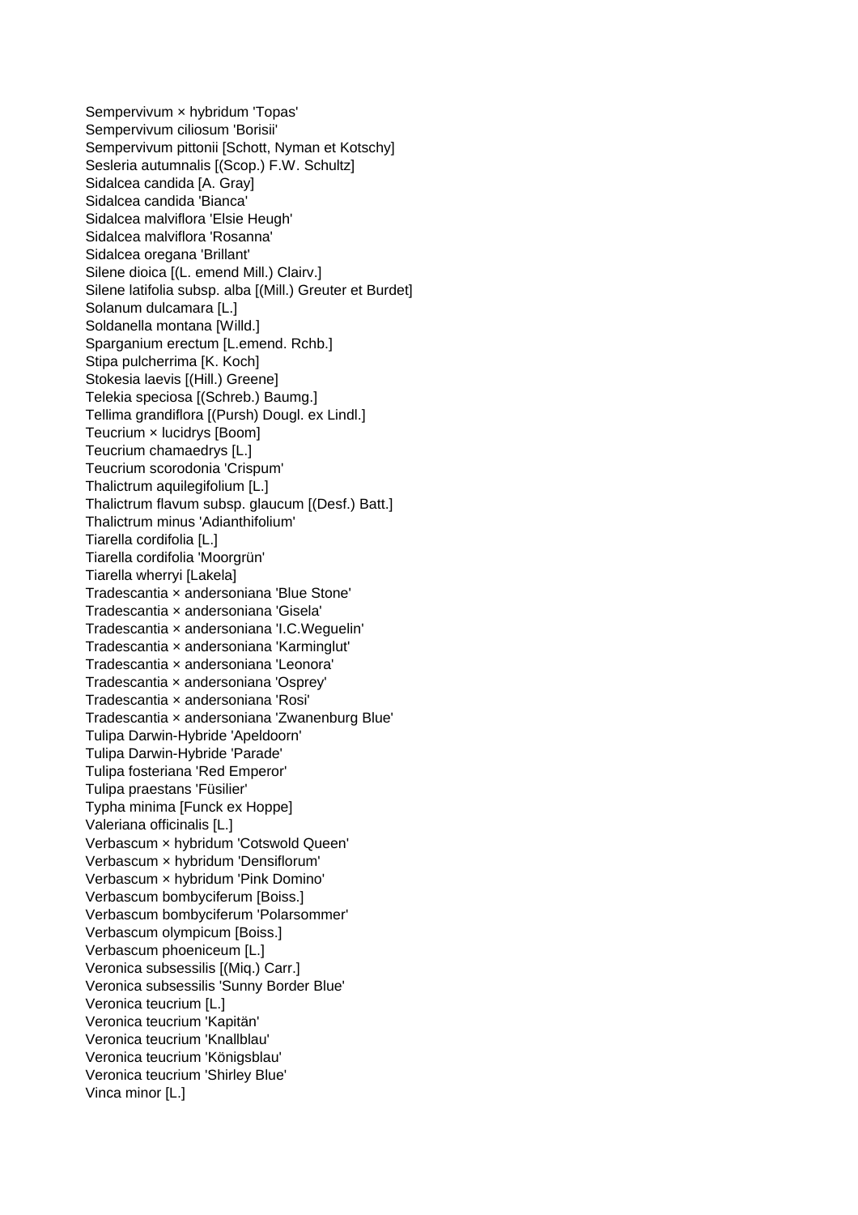Sempervivum × hybridum 'Topas'
Sempervivum ciliosum 'Borisii'
Sempervivum pittonii [Schott, Nyman et Kotschy]
Sesleria autumnalis [(Scop.) F.W. Schultz]
Sidalcea candida [A. Gray]
Sidalcea candida 'Bianca'
Sidalcea malviflora 'Elsie Heugh'
Sidalcea malviflora 'Rosanna'
Sidalcea oregana 'Brillant'
Silene dioica [(L. emend Mill.) Clairv.]
Silene latifolia subsp. alba [(Mill.) Greuter et Burdet]
Solanum dulcamara [L.]
Soldanella montana [Willd.]
Sparganium erectum [L.emend. Rchb.]
Stipa pulcherrima [K. Koch]
Stokesia laevis [(Hill.) Greene]
Telekia speciosa [(Schreb.) Baumg.]
Tellima grandiflora [(Pursh) Dougl. ex Lindl.]
Teucrium × lucidrys [Boom]
Teucrium chamaedrys [L.]
Teucrium scorodonia 'Crispum'
Thalictrum aquilegifolium [L.]
Thalictrum flavum subsp. glaucum [(Desf.) Batt.]
Thalictrum minus 'Adianthifolium'
Tiarella cordifolia [L.]
Tiarella cordifolia 'Moorgrün'
Tiarella wherryi [Lakela]
Tradescantia × andersoniana 'Blue Stone'
Tradescantia × andersoniana 'Gisela'
Tradescantia × andersoniana 'I.C.Weguelin'
Tradescantia × andersoniana 'Karminglut'
Tradescantia × andersoniana 'Leonora'
Tradescantia × andersoniana 'Osprey'
Tradescantia × andersoniana 'Rosi'
Tradescantia × andersoniana 'Zwanenburg Blue'
Tulipa Darwin-Hybride 'Apeldoorn'
Tulipa Darwin-Hybride 'Parade'
Tulipa fosteriana 'Red Emperor'
Tulipa praestans 'Füsilier'
Typha minima [Funck ex Hoppe]
Valeriana officinalis [L.]
Verbascum × hybridum 'Cotswold Queen'
Verbascum × hybridum 'Densiflorum'
Verbascum × hybridum 'Pink Domino'
Verbascum bombyciferum [Boiss.]
Verbascum bombyciferum 'Polarsommer'
Verbascum olympicum [Boiss.]
Verbascum phoeniceum [L.]
Veronica subsessilis [(Miq.) Carr.]
Veronica subsessilis 'Sunny Border Blue'
Veronica teucrium [L.]
Veronica teucrium 'Kapitän'
Veronica teucrium 'Knallblau'
Veronica teucrium 'Königsblau'
Veronica teucrium 'Shirley Blue'
Vinca minor [L.]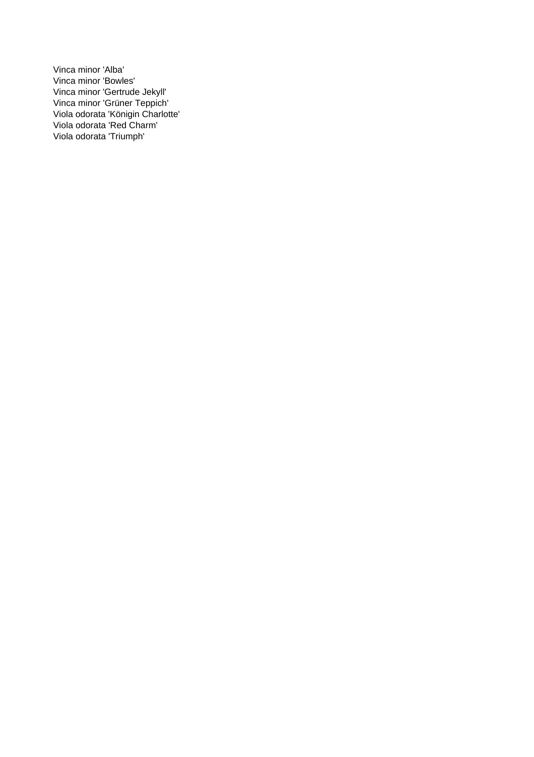Vinca minor 'Alba'
Vinca minor 'Bowles'
Vinca minor 'Gertrude Jekyll'
Vinca minor 'Grüner Teppich'
Viola odorata 'Königin Charlotte'
Viola odorata 'Red Charm'
Viola odorata 'Triumph'